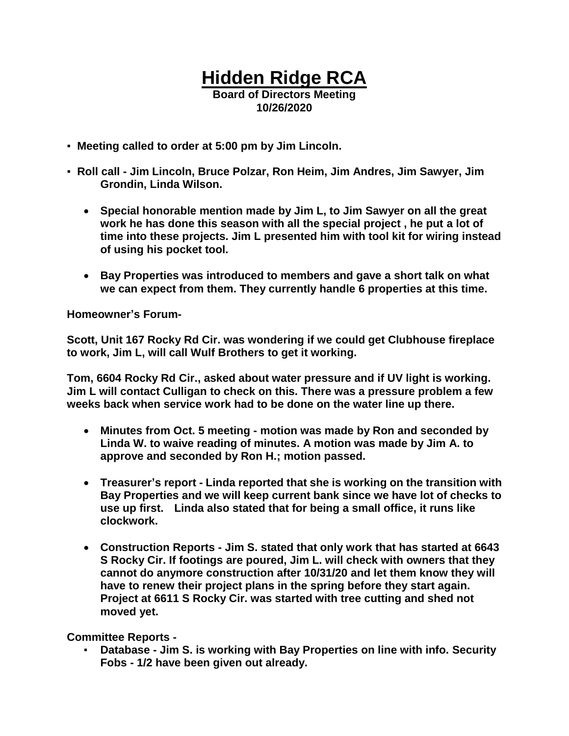# Hidden Ridge RCA

**Board of Directors Meeting**
**10/26/2020**

- **Meeting called to order at 5:00 pm by Jim Lincoln.**
- **Roll call - Jim Lincoln, Bruce Polzar, Ron Heim, Jim Andres, Jim Sawyer, Jim Grondin, Linda Wilson.**
  - **Special honorable mention made by Jim L, to Jim Sawyer on all the great work he has done this season with all the special project , he put a lot of time into these projects. Jim L presented him with tool kit for wiring instead of using his pocket tool.**
  - **Bay Properties was introduced to members and gave a short talk on what we can expect from them. They currently handle 6 properties at this time.**

**Homeowner's Forum-**

**Scott, Unit 167 Rocky Rd Cir. was wondering if we could get Clubhouse fireplace to work, Jim L, will call Wulf Brothers to get it working.**

**Tom, 6604 Rocky Rd Cir., asked about water pressure and if UV light is working. Jim L will contact Culligan to check on this. There was a pressure problem a few weeks back when service work had to be done on the water line up there.**

- **Minutes from Oct. 5 meeting - motion was made by Ron and seconded by Linda W. to waive reading of minutes. A motion was made by Jim A. to approve and seconded by Ron H.; motion passed.**
- **Treasurer's report - Linda reported that she is working on the transition with Bay Properties and we will keep current bank since we have lot of checks to use up first. Linda also stated that for being a small office, it runs like clockwork.**
- **Construction Reports - Jim S. stated that only work that has started at 6643 S Rocky Cir. If footings are poured, Jim L. will check with owners that they cannot do anymore construction after 10/31/20 and let them know they will have to renew their project plans in the spring before they start again. Project at 6611 S Rocky Cir. was started with tree cutting and shed not moved yet.**

**Committee Reports -**

- **Database - Jim S. is working with Bay Properties on line with info. Security Fobs - 1/2 have been given out already.**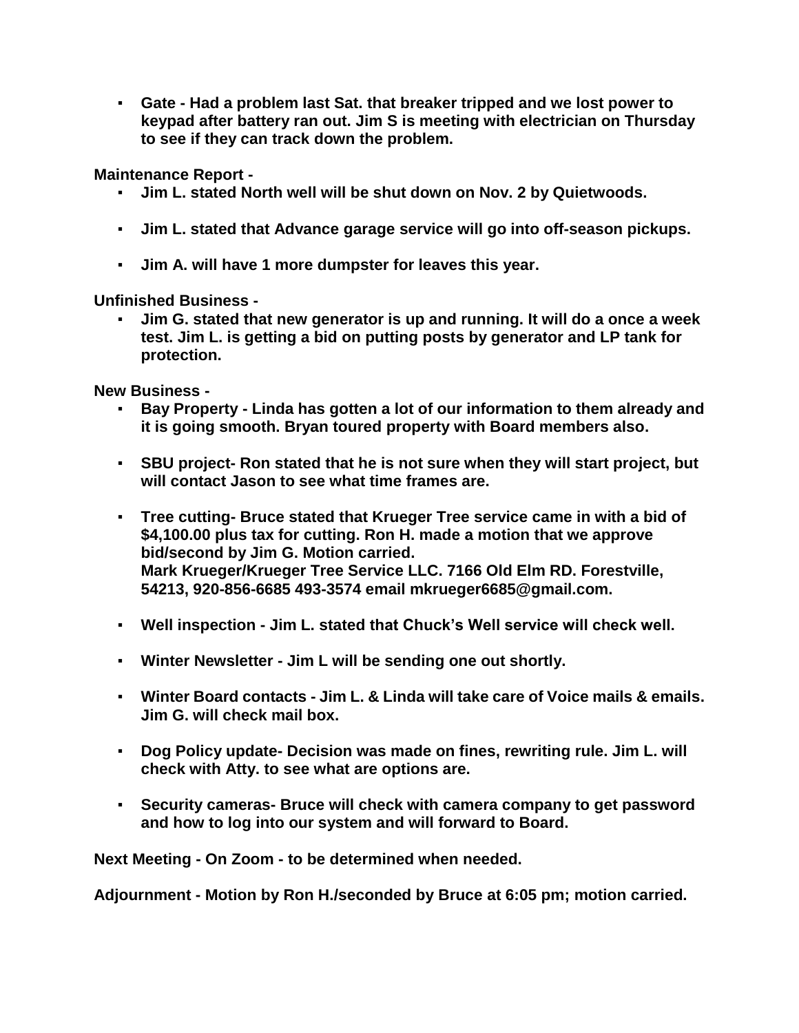- **Gate - Had a problem last Sat. that breaker tripped and we lost power to keypad after battery ran out. Jim S is meeting with electrician on Thursday to see if they can track down the problem.**

**Maintenance Report -**

- **Jim L. stated North well will be shut down on Nov. 2 by Quietwoods.**
- **Jim L. stated that Advance garage service will go into off-season pickups.**
- **Jim A. will have 1 more dumpster for leaves this year.**

**Unfinished Business -**

- **Jim G. stated that new generator is up and running. It will do a once a week test. Jim L. is getting a bid on putting posts by generator and LP tank for protection.**

**New Business -**

- **Bay Property - Linda has gotten a lot of our information to them already and it is going smooth. Bryan toured property with Board members also.**
- **SBU project- Ron stated that he is not sure when they will start project, but will contact Jason to see what time frames are.**
- **Tree cutting- Bruce stated that Krueger Tree service came in with a bid of $4,100.00 plus tax for cutting. Ron H. made a motion that we approve bid/second by Jim G. Motion carried.**
  **Mark Krueger/Krueger Tree Service LLC. 7166 Old Elm RD. Forestville, 54213, 920-856-6685 493-3574 email mkrueger6685@gmail.com.**
- **Well inspection - Jim L. stated that Chuck's Well service will check well.**
- **Winter Newsletter - Jim L will be sending one out shortly.**
- **Winter Board contacts - Jim L. & Linda will take care of Voice mails & emails. Jim G. will check mail box.**
- **Dog Policy update- Decision was made on fines, rewriting rule. Jim L. will check with Atty. to see what are options are.**
- **Security cameras- Bruce will check with camera company to get password and how to log into our system and will forward to Board.**

**Next Meeting - On Zoom - to be determined when needed.**

**Adjournment - Motion by Ron H./seconded by Bruce at 6:05 pm; motion carried.**